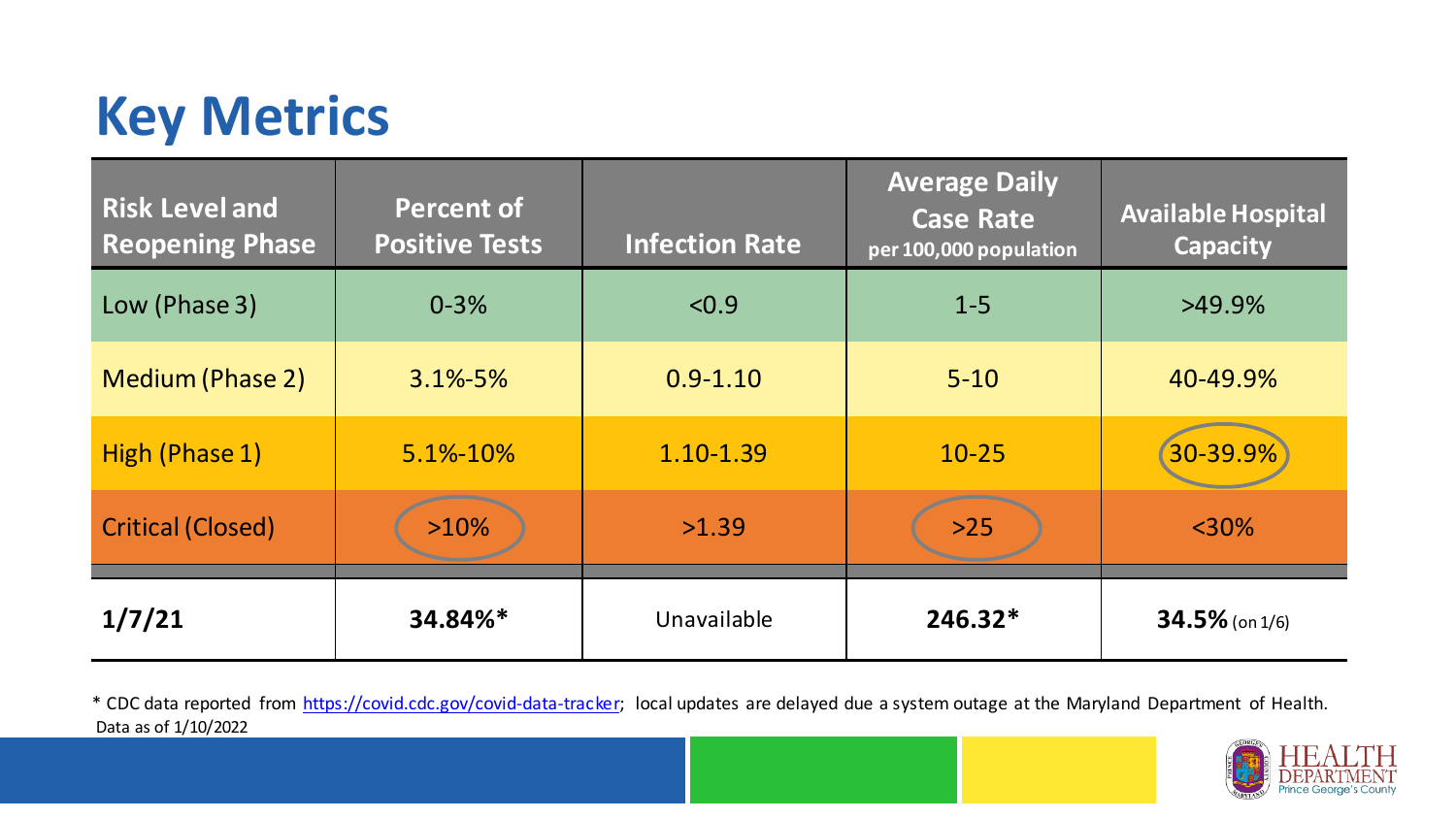# Key Metrics

| Risk Level and Reopening Phase | Percent of Positive Tests | Infection Rate | Average Daily Case Rate per 100,000 population | Available Hospital Capacity |
|---|---|---|---|---|
| Low (Phase 3) | 0-3% | <0.9 | 1-5 | >49.9% |
| Medium (Phase 2) | 3.1%-5% | 0.9-1.10 | 5-10 | 40-49.9% |
| High (Phase 1) | 5.1%-10% | 1.10-1.39 | 10-25 | 30-39.9% |
| Critical (Closed) | >10% | >1.39 | >25 | <30% |
| **1/7/21** | **34.84%*** | Unavailable | **246.32*** | **34.5%** (on 1/6) |

* CDC data reported from https://covid.cdc.gov/covid-data-tracker; local updates are delayed due a system outage at the Maryland Department of Health.
Data as of 1/10/2022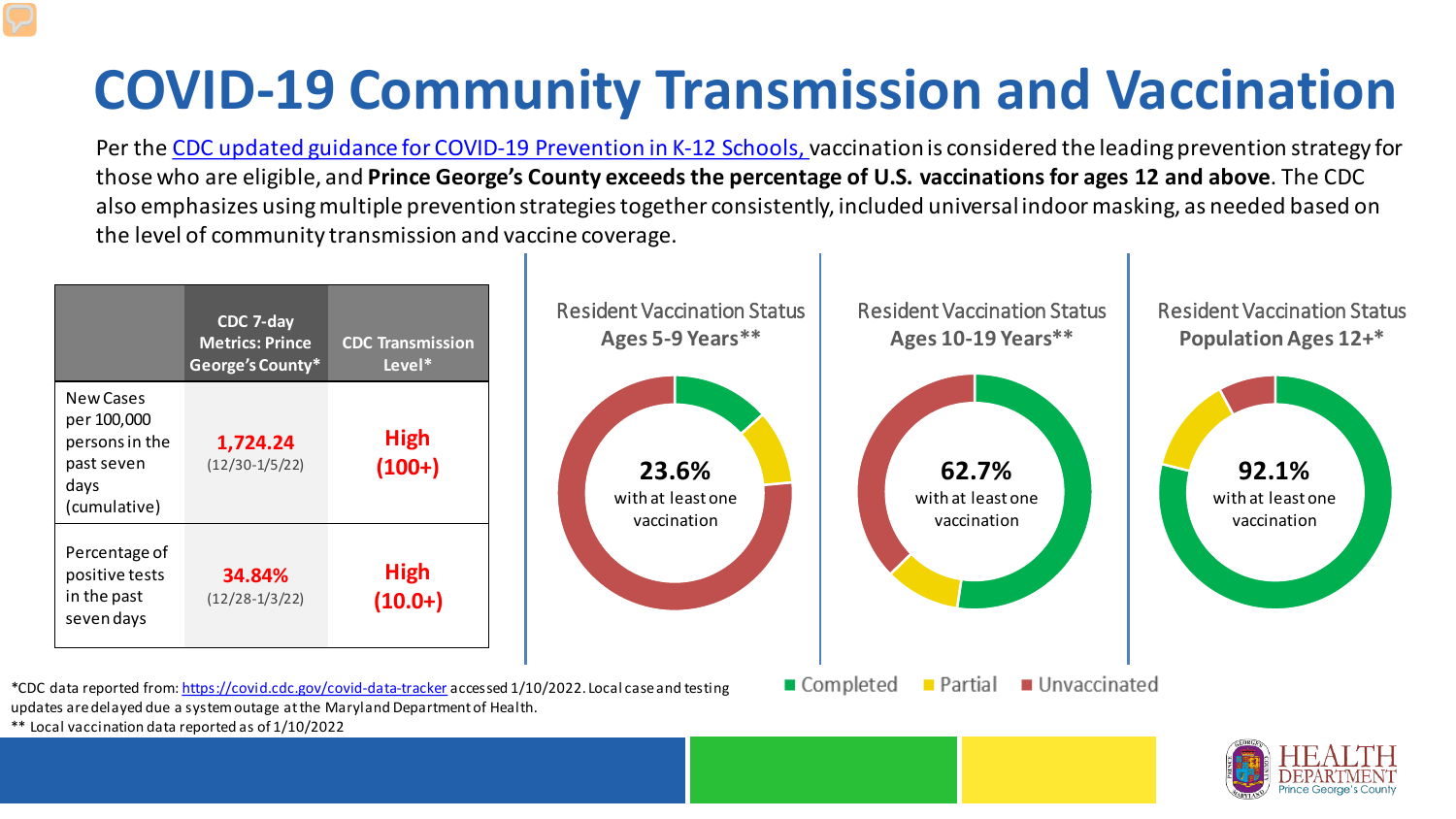# COVID-19 Community Transmission and Vaccination

Per the CDC updated guidance for COVID-19 Prevention in K-12 Schools, vaccination is considered the leading prevention strategy for those who are eligible, and **Prince George's County exceeds the percentage of U.S. vaccinations for ages 12 and above**. The CDC also emphasizes using multiple prevention strategies together consistently, included universal indoor masking, as needed based on the level of community transmission and vaccine coverage.

| | CDC 7-day Metrics: Prince George's County* | CDC Transmission Level* |
|---|---|---|
| New Cases per 100,000 persons in the past seven days (cumulative) | **1,724.24** (12/30-1/5/22) | **High (100+)** |
| Percentage of positive tests in the past seven days | **34.84%** (12/28-1/3/22) | **High (10.0+)** |

**Resident Vaccination Status Ages 5-9 Years****

**23.6%** with at least one vaccination

**Resident Vaccination Status Ages 10-19 Years****

**62.7%** with at least one vaccination

**Resident Vaccination Status Population Ages 12+***

**92.1%** with at least one vaccination

Completed | Partial | Unvaccinated

*CDC data reported from: https://covid.cdc.gov/covid-data-tracker accessed 1/10/2022. Local case and testing updates are delayed due a system outage at the Maryland Department of Health.

** Local vaccination data reported as of 1/10/2022

HEALTH DEPARTMENT Prince George's County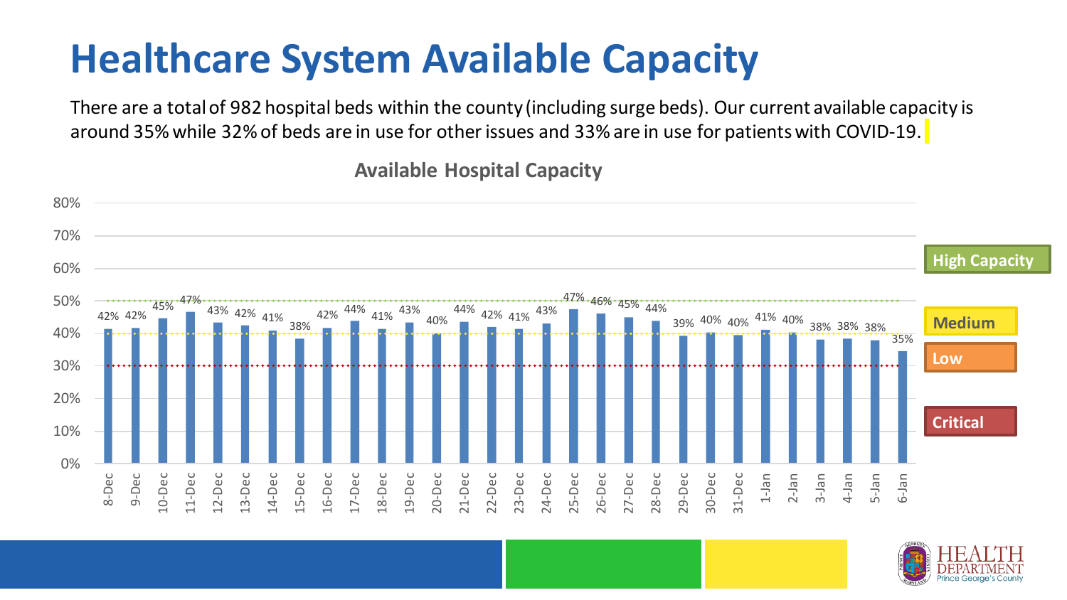# Healthcare System Available Capacity

There are a total of 982 hospital beds within the county (including surge beds). Our current available capacity is around 35% while 32% of beds are in use for other issues and 33% are in use for patients with COVID-19.

**Available Hospital Capacity**

80%
70%
60%
50%
40%
30%
20%
10%
0%

42% 42% 45% 47% 43% 42% 41% 38% 42% 44% 41% 43% 40% 44% 42% 41% 43% 47% 46% 45% 44% 39% 40% 40% 41% 40% 38% 38% 38% 35%

8-Dec 9-Dec 10-Dec 11-Dec 12-Dec 13-Dec 14-Dec 15-Dec 16-Dec 17-Dec 18-Dec 19-Dec 20-Dec 21-Dec 22-Dec 23-Dec 24-Dec 25-Dec 26-Dec 27-Dec 28-Dec 29-Dec 30-Dec 31-Dec 1-Jan 2-Jan 3-Jan 4-Jan 5-Jan 6-Jan

High Capacity
Medium
Low
Critical

HEALTH DEPARTMENT
Prince George's County